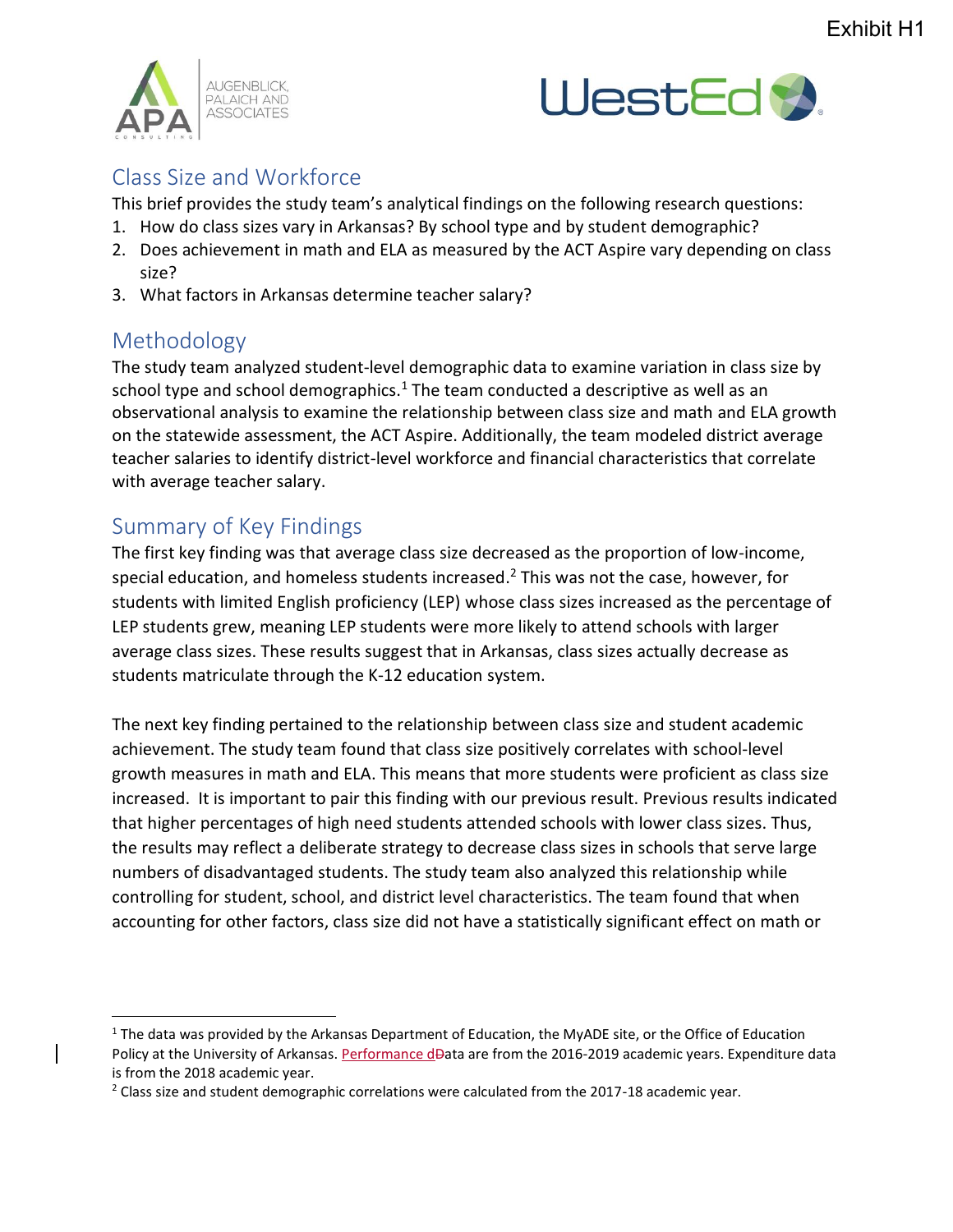Exhibit H1

# Class Size and Workforce

This brief provides the study team's analytical findings on the following research questions:

1. How do class sizes vary in Arkansas? By school type and by student demographic?
2. Does achievement in math and ELA as measured by the ACT Aspire vary depending on class size?
3. What factors in Arkansas determine teacher salary?

## Methodology

The study team analyzed student-level demographic data to examine variation in class size by school type and school demographics.[1] The team conducted a descriptive as well as an observational analysis to examine the relationship between class size and math and ELA growth on the statewide assessment, the ACT Aspire. Additionally, the team modeled district average teacher salaries to identify district-level workforce and financial characteristics that correlate with average teacher salary.

## Summary of Key Findings

The first key finding was that average class size decreased as the proportion of low-income, special education, and homeless students increased.[2] This was not the case, however, for students with limited English proficiency (LEP) whose class sizes increased as the percentage of LEP students grew, meaning LEP students were more likely to attend schools with larger average class sizes. These results suggest that in Arkansas, class sizes actually decrease as students matriculate through the K-12 education system.

The next key finding pertained to the relationship between class size and student academic achievement. The study team found that class size positively correlates with school-level growth measures in math and ELA. This means that more students were proficient as class size increased. It is important to pair this finding with our previous result. Previous results indicated that higher percentages of high need students attended schools with lower class sizes. Thus, the results may reflect a deliberate strategy to decrease class sizes in schools that serve large numbers of disadvantaged students. The study team also analyzed this relationship while controlling for student, school, and district level characteristics. The team found that when accounting for other factors, class size did not have a statistically significant effect on math or

[1] The data was provided by the Arkansas Department of Education, the MyADE site, or the Office of Education Policy at the University of Arkansas. Performance dData are from the 2016-2019 academic years. Expenditure data is from the 2018 academic year.

[2] Class size and student demographic correlations were calculated from the 2017-18 academic year.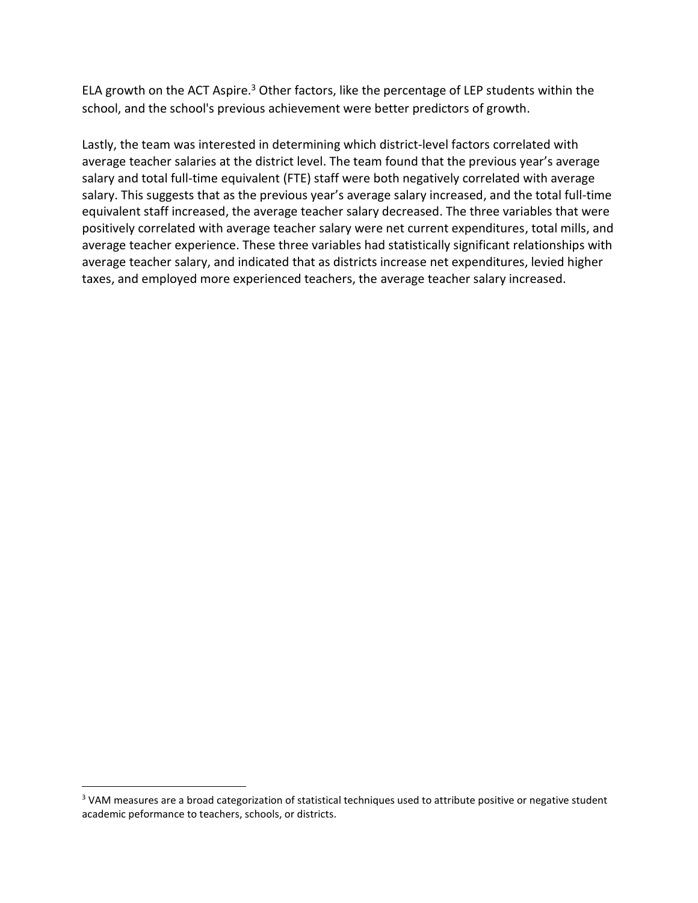ELA growth on the ACT Aspire.[3] Other factors, like the percentage of LEP students within the school, and the school's previous achievement were better predictors of growth.

Lastly, the team was interested in determining which district-level factors correlated with average teacher salaries at the district level. The team found that the previous year's average salary and total full-time equivalent (FTE) staff were both negatively correlated with average salary. This suggests that as the previous year's average salary increased, and the total full-time equivalent staff increased, the average teacher salary decreased. The three variables that were positively correlated with average teacher salary were net current expenditures, total mills, and average teacher experience. These three variables had statistically significant relationships with average teacher salary, and indicated that as districts increase net expenditures, levied higher taxes, and employed more experienced teachers, the average teacher salary increased.

---

[3] VAM measures are a broad categorization of statistical techniques used to attribute positive or negative student academic peformance to teachers, schools, or districts.